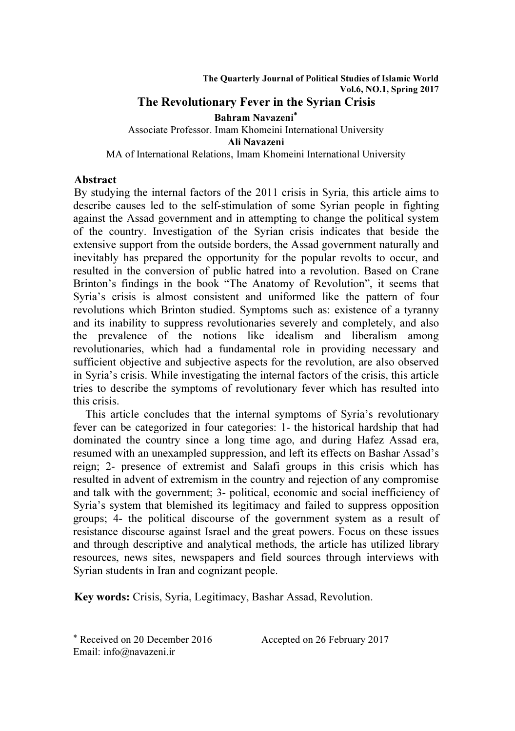# The Revolutionary Fever in the Syrian Crisis

**Bahram Navazeni***

Associate Professor. Imam Khomeini International University

**Ali Navazeni**

MA of International Relations, Imam Khomeini International University

## Abstract

By studying the internal factors of the 2011 crisis in Syria, this article aims to describe causes led to the self-stimulation of some Syrian people in fighting against the Assad government and in attempting to change the political system of the country. Investigation of the Syrian crisis indicates that beside the extensive support from the outside borders, the Assad government naturally and inevitably has prepared the opportunity for the popular revolts to occur, and resulted in the conversion of public hatred into a revolution. Based on Crane Brinton's findings in the book "The Anatomy of Revolution", it seems that Syria's crisis is almost consistent and uniformed like the pattern of four revolutions which Brinton studied. Symptoms such as: existence of a tyranny and its inability to suppress revolutionaries severely and completely, and also the prevalence of the notions like idealism and liberalism among revolutionaries, which had a fundamental role in providing necessary and sufficient objective and subjective aspects for the revolution, are also observed in Syria's crisis. While investigating the internal factors of the crisis, this article tries to describe the symptoms of revolutionary fever which has resulted into this crisis.

This article concludes that the internal symptoms of Syria's revolutionary fever can be categorized in four categories: 1- the historical hardship that had dominated the country since a long time ago, and during Hafez Assad era, resumed with an unexampled suppression, and left its effects on Bashar Assad's reign; 2- presence of extremist and Salafi groups in this crisis which has resulted in advent of extremism in the country and rejection of any compromise and talk with the government; 3- political, economic and social inefficiency of Syria's system that blemished its legitimacy and failed to suppress opposition groups; 4- the political discourse of the government system as a result of resistance discourse against Israel and the great powers. Focus on these issues and through descriptive and analytical methods, the article has utilized library resources, news sites, newspapers and field sources through interviews with Syrian students in Iran and cognizant people.

**Key words:** Crisis, Syria, Legitimacy, Bashar Assad, Revolution.

---

* Received on 20 December 2016 Accepted on 26 February 2017

Email: info@navazeni.ir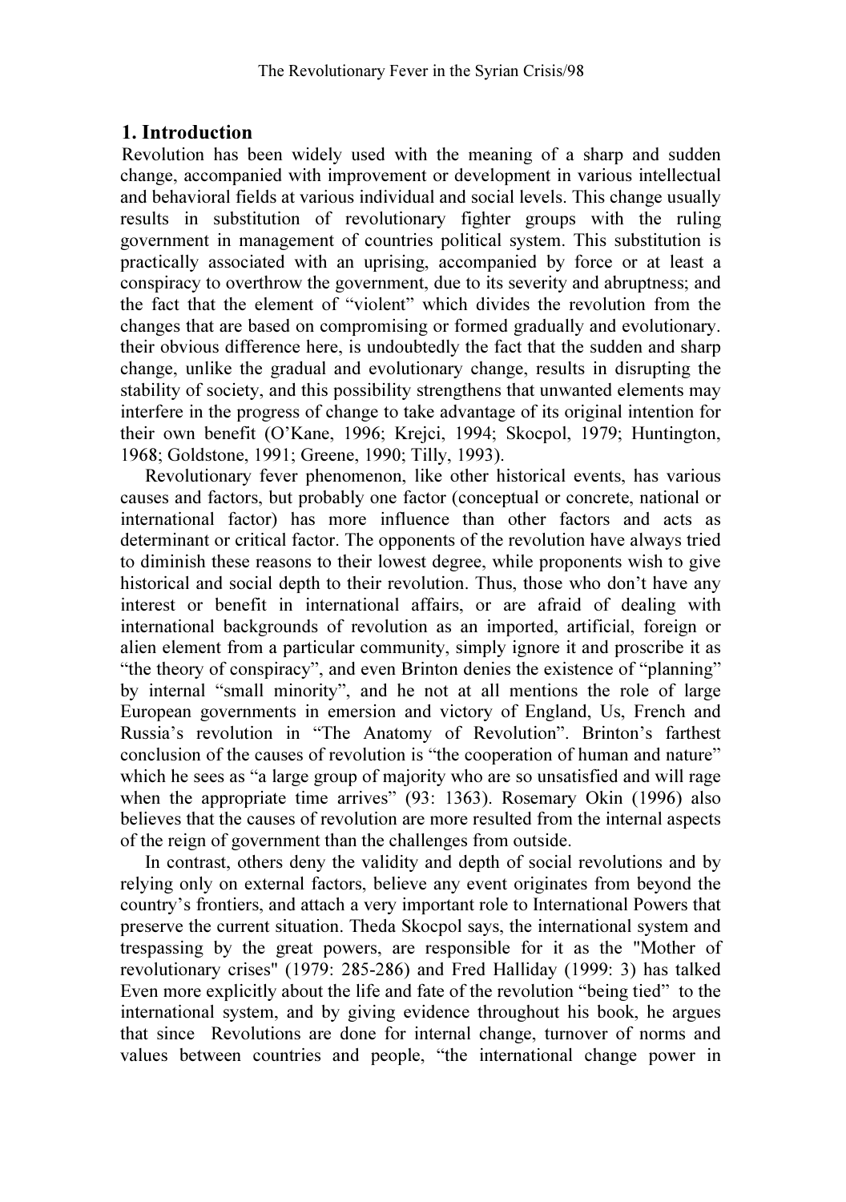## 1. Introduction

Revolution has been widely used with the meaning of a sharp and sudden change, accompanied with improvement or development in various intellectual and behavioral fields at various individual and social levels. This change usually results in substitution of revolutionary fighter groups with the ruling government in management of countries political system. This substitution is practically associated with an uprising, accompanied by force or at least a conspiracy to overthrow the government, due to its severity and abruptness; and the fact that the element of "violent" which divides the revolution from the changes that are based on compromising or formed gradually and evolutionary. their obvious difference here, is undoubtedly the fact that the sudden and sharp change, unlike the gradual and evolutionary change, results in disrupting the stability of society, and this possibility strengthens that unwanted elements may interfere in the progress of change to take advantage of its original intention for their own benefit (O'Kane, 1996; Krejci, 1994; Skocpol, 1979; Huntington, 1968; Goldstone, 1991; Greene, 1990; Tilly, 1993).

Revolutionary fever phenomenon, like other historical events, has various causes and factors, but probably one factor (conceptual or concrete, national or international factor) has more influence than other factors and acts as determinant or critical factor. The opponents of the revolution have always tried to diminish these reasons to their lowest degree, while proponents wish to give historical and social depth to their revolution. Thus, those who don't have any interest or benefit in international affairs, or are afraid of dealing with international backgrounds of revolution as an imported, artificial, foreign or alien element from a particular community, simply ignore it and proscribe it as "the theory of conspiracy", and even Brinton denies the existence of "planning" by internal "small minority", and he not at all mentions the role of large European governments in emersion and victory of England, Us, French and Russia's revolution in "The Anatomy of Revolution". Brinton's farthest conclusion of the causes of revolution is "the cooperation of human and nature" which he sees as "a large group of majority who are so unsatisfied and will rage when the appropriate time arrives" (93: 1363). Rosemary Okin (1996) also believes that the causes of revolution are more resulted from the internal aspects of the reign of government than the challenges from outside.

In contrast, others deny the validity and depth of social revolutions and by relying only on external factors, believe any event originates from beyond the country's frontiers, and attach a very important role to International Powers that preserve the current situation. Theda Skocpol says, the international system and trespassing by the great powers, are responsible for it as the "Mother of revolutionary crises" (1979: 285-286) and Fred Halliday (1999: 3) has talked Even more explicitly about the life and fate of the revolution "being tied" to the international system, and by giving evidence throughout his book, he argues that since Revolutions are done for internal change, turnover of norms and values between countries and people, "the international change power in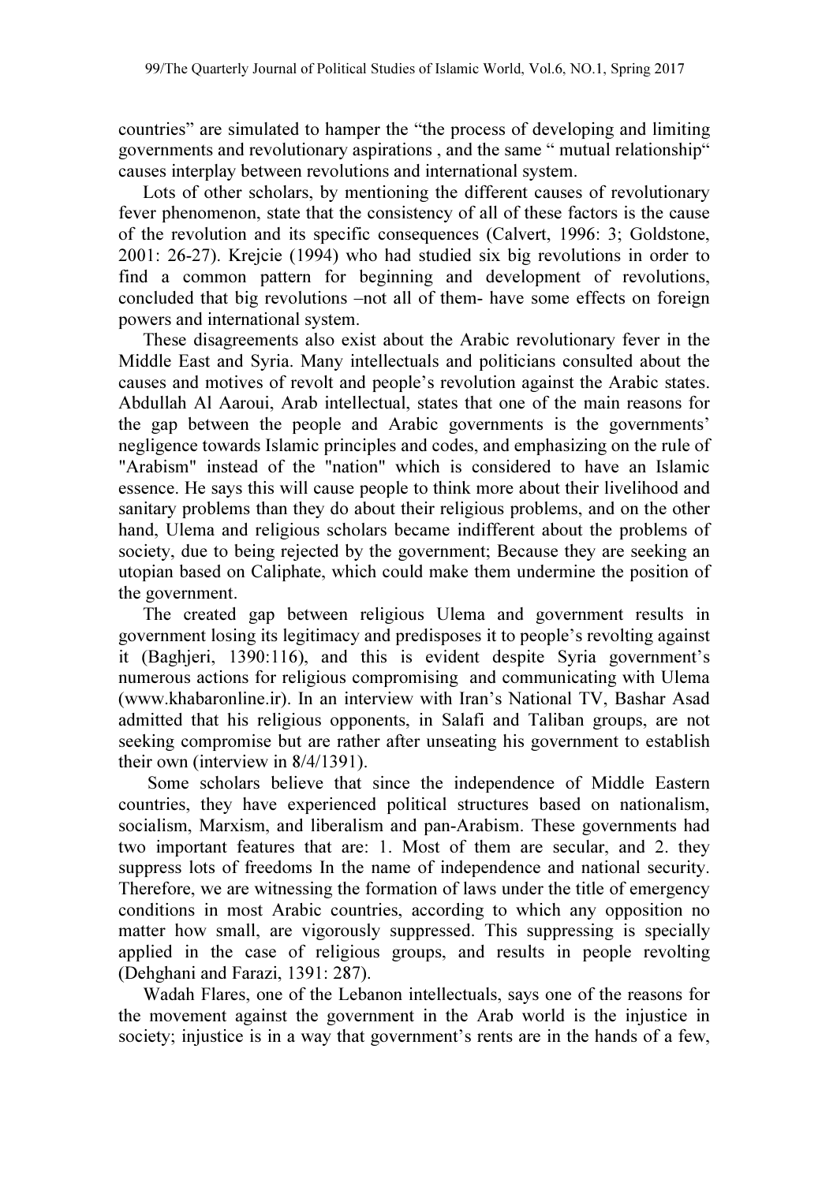countries" are simulated to hamper the "the process of developing and limiting governments and revolutionary aspirations , and the same " mutual relationship" causes interplay between revolutions and international system.

Lots of other scholars, by mentioning the different causes of revolutionary fever phenomenon, state that the consistency of all of these factors is the cause of the revolution and its specific consequences (Calvert, 1996: 3; Goldstone, 2001: 26-27). Krejcie (1994) who had studied six big revolutions in order to find a common pattern for beginning and development of revolutions, concluded that big revolutions –not all of them- have some effects on foreign powers and international system.

These disagreements also exist about the Arabic revolutionary fever in the Middle East and Syria. Many intellectuals and politicians consulted about the causes and motives of revolt and people's revolution against the Arabic states. Abdullah Al Aaroui, Arab intellectual, states that one of the main reasons for the gap between the people and Arabic governments is the governments' negligence towards Islamic principles and codes, and emphasizing on the rule of "Arabism" instead of the "nation" which is considered to have an Islamic essence. He says this will cause people to think more about their livelihood and sanitary problems than they do about their religious problems, and on the other hand, Ulema and religious scholars became indifferent about the problems of society, due to being rejected by the government; Because they are seeking an utopian based on Caliphate, which could make them undermine the position of the government.

The created gap between religious Ulema and government results in government losing its legitimacy and predisposes it to people's revolting against it (Baghjeri, 1390:116), and this is evident despite Syria government's numerous actions for religious compromising and communicating with Ulema (www.khabaronline.ir). In an interview with Iran's National TV, Bashar Asad admitted that his religious opponents, in Salafi and Taliban groups, are not seeking compromise but are rather after unseating his government to establish their own (interview in 8/4/1391).

Some scholars believe that since the independence of Middle Eastern countries, they have experienced political structures based on nationalism, socialism, Marxism, and liberalism and pan-Arabism. These governments had two important features that are: 1. Most of them are secular, and 2. they suppress lots of freedoms In the name of independence and national security. Therefore, we are witnessing the formation of laws under the title of emergency conditions in most Arabic countries, according to which any opposition no matter how small, are vigorously suppressed. This suppressing is specially applied in the case of religious groups, and results in people revolting (Dehghani and Farazi, 1391: 287).

Wadah Flares, one of the Lebanon intellectuals, says one of the reasons for the movement against the government in the Arab world is the injustice in society; injustice is in a way that government's rents are in the hands of a few,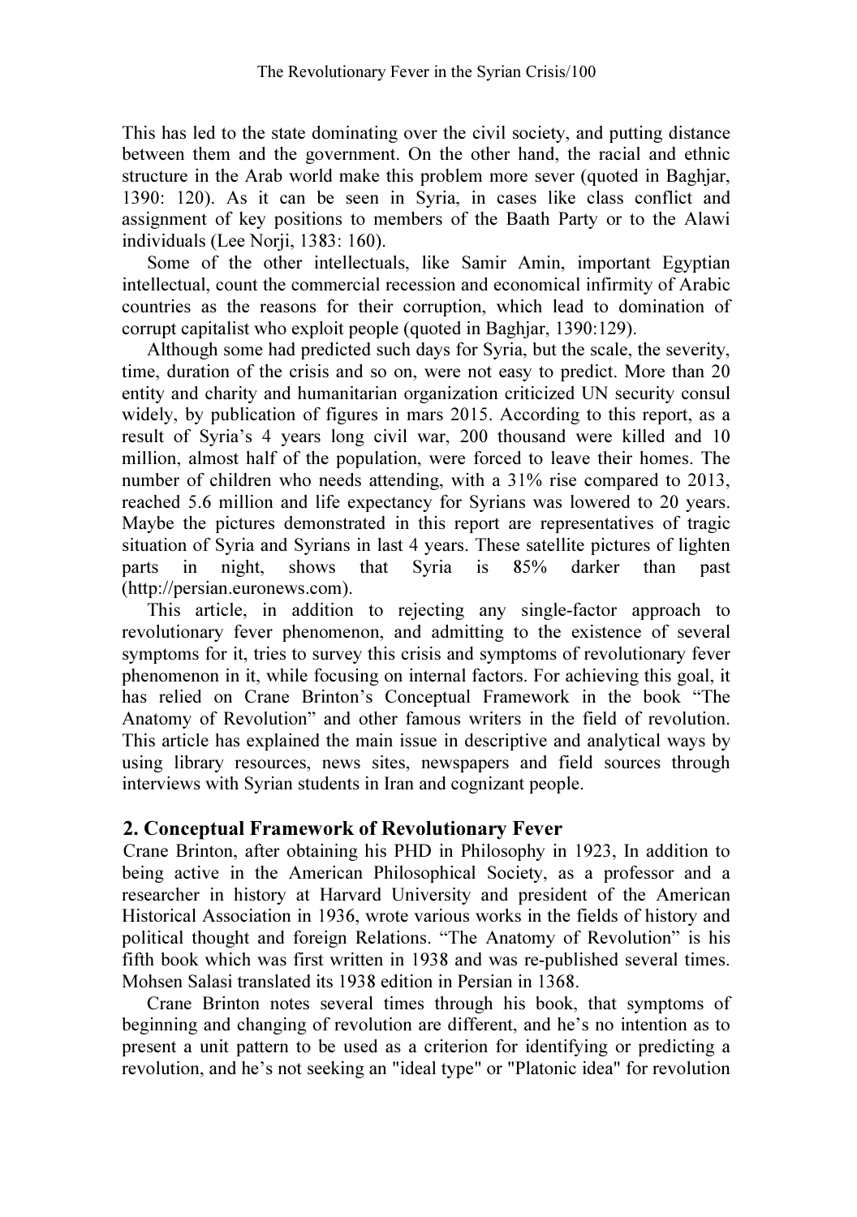This has led to the state dominating over the civil society, and putting distance between them and the government. On the other hand, the racial and ethnic structure in the Arab world make this problem more sever (quoted in Baghjar, 1390: 120). As it can be seen in Syria, in cases like class conflict and assignment of key positions to members of the Baath Party or to the Alawi individuals (Lee Norji, 1383: 160).

Some of the other intellectuals, like Samir Amin, important Egyptian intellectual, count the commercial recession and economical infirmity of Arabic countries as the reasons for their corruption, which lead to domination of corrupt capitalist who exploit people (quoted in Baghjar, 1390:129).

Although some had predicted such days for Syria, but the scale, the severity, time, duration of the crisis and so on, were not easy to predict. More than 20 entity and charity and humanitarian organization criticized UN security consul widely, by publication of figures in mars 2015. According to this report, as a result of Syria's 4 years long civil war, 200 thousand were killed and 10 million, almost half of the population, were forced to leave their homes. The number of children who needs attending, with a 31% rise compared to 2013, reached 5.6 million and life expectancy for Syrians was lowered to 20 years. Maybe the pictures demonstrated in this report are representatives of tragic situation of Syria and Syrians in last 4 years. These satellite pictures of lighten parts in night, shows that Syria is 85% darker than past (http://persian.euronews.com).

This article, in addition to rejecting any single-factor approach to revolutionary fever phenomenon, and admitting to the existence of several symptoms for it, tries to survey this crisis and symptoms of revolutionary fever phenomenon in it, while focusing on internal factors. For achieving this goal, it has relied on Crane Brinton's Conceptual Framework in the book "The Anatomy of Revolution" and other famous writers in the field of revolution. This article has explained the main issue in descriptive and analytical ways by using library resources, news sites, newspapers and field sources through interviews with Syrian students in Iran and cognizant people.

## 2. Conceptual Framework of Revolutionary Fever

Crane Brinton, after obtaining his PHD in Philosophy in 1923, In addition to being active in the American Philosophical Society, as a professor and a researcher in history at Harvard University and president of the American Historical Association in 1936, wrote various works in the fields of history and political thought and foreign Relations. "The Anatomy of Revolution" is his fifth book which was first written in 1938 and was re-published several times. Mohsen Salasi translated its 1938 edition in Persian in 1368.

Crane Brinton notes several times through his book, that symptoms of beginning and changing of revolution are different, and he's no intention as to present a unit pattern to be used as a criterion for identifying or predicting a revolution, and he's not seeking an "ideal type" or "Platonic idea" for revolution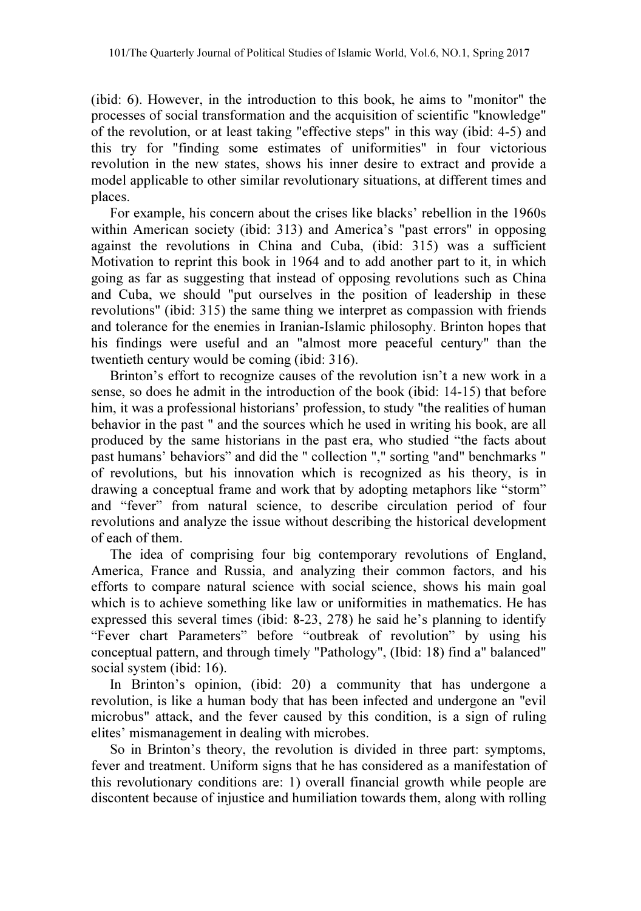(ibid: 6). However, in the introduction to this book, he aims to "monitor" the processes of social transformation and the acquisition of scientific "knowledge" of the revolution, or at least taking "effective steps" in this way (ibid: 4-5) and this try for "finding some estimates of uniformities" in four victorious revolution in the new states, shows his inner desire to extract and provide a model applicable to other similar revolutionary situations, at different times and places.

For example, his concern about the crises like blacks' rebellion in the 1960s within American society (ibid: 313) and America's "past errors" in opposing against the revolutions in China and Cuba, (ibid: 315) was a sufficient Motivation to reprint this book in 1964 and to add another part to it, in which going as far as suggesting that instead of opposing revolutions such as China and Cuba, we should "put ourselves in the position of leadership in these revolutions" (ibid: 315) the same thing we interpret as compassion with friends and tolerance for the enemies in Iranian-Islamic philosophy. Brinton hopes that his findings were useful and an "almost more peaceful century" than the twentieth century would be coming (ibid: 316).

Brinton's effort to recognize causes of the revolution isn't a new work in a sense, so does he admit in the introduction of the book (ibid: 14-15) that before him, it was a professional historians' profession, to study "the realities of human behavior in the past " and the sources which he used in writing his book, are all produced by the same historians in the past era, who studied "the facts about past humans' behaviors" and did the " collection "," sorting "and" benchmarks " of revolutions, but his innovation which is recognized as his theory, is in drawing a conceptual frame and work that by adopting metaphors like "storm" and "fever" from natural science, to describe circulation period of four revolutions and analyze the issue without describing the historical development of each of them.

The idea of comprising four big contemporary revolutions of England, America, France and Russia, and analyzing their common factors, and his efforts to compare natural science with social science, shows his main goal which is to achieve something like law or uniformities in mathematics. He has expressed this several times (ibid: 8-23, 278) he said he's planning to identify "Fever chart Parameters" before "outbreak of revolution" by using his conceptual pattern, and through timely "Pathology", (Ibid: 18) find a" balanced" social system (ibid: 16).

In Brinton's opinion, (ibid: 20) a community that has undergone a revolution, is like a human body that has been infected and undergone an "evil microbus" attack, and the fever caused by this condition, is a sign of ruling elites' mismanagement in dealing with microbes.

So in Brinton's theory, the revolution is divided in three part: symptoms, fever and treatment. Uniform signs that he has considered as a manifestation of this revolutionary conditions are: 1) overall financial growth while people are discontent because of injustice and humiliation towards them, along with rolling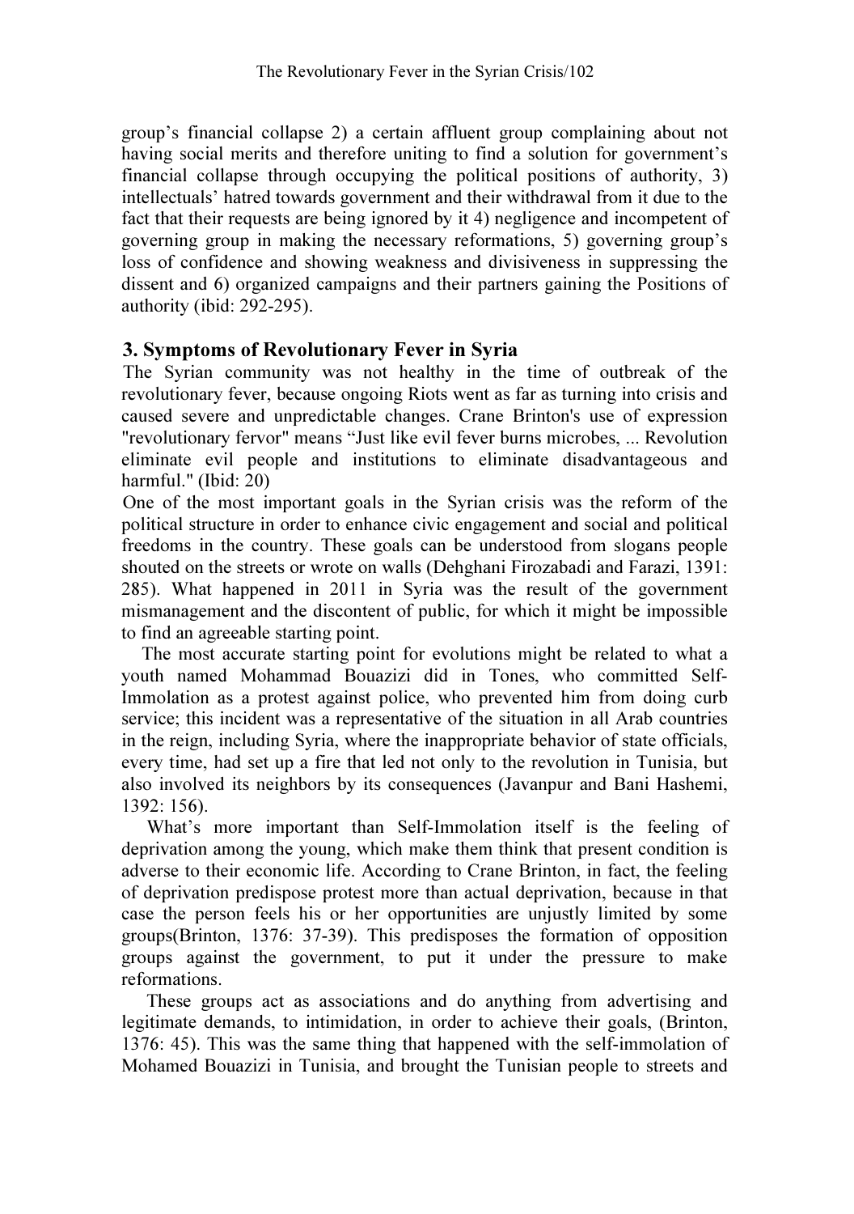group's financial collapse 2) a certain affluent group complaining about not having social merits and therefore uniting to find a solution for government's financial collapse through occupying the political positions of authority, 3) intellectuals' hatred towards government and their withdrawal from it due to the fact that their requests are being ignored by it 4) negligence and incompetent of governing group in making the necessary reformations, 5) governing group's loss of confidence and showing weakness and divisiveness in suppressing the dissent and 6) organized campaigns and their partners gaining the Positions of authority (ibid: 292-295).

## 3. Symptoms of Revolutionary Fever in Syria

The Syrian community was not healthy in the time of outbreak of the revolutionary fever, because ongoing Riots went as far as turning into crisis and caused severe and unpredictable changes. Crane Brinton's use of expression "revolutionary fervor" means "Just like evil fever burns microbes, ... Revolution eliminate evil people and institutions to eliminate disadvantageous and harmful." (Ibid: 20)

One of the most important goals in the Syrian crisis was the reform of the political structure in order to enhance civic engagement and social and political freedoms in the country. These goals can be understood from slogans people shouted on the streets or wrote on walls (Dehghani Firozabadi and Farazi, 1391: 285). What happened in 2011 in Syria was the result of the government mismanagement and the discontent of public, for which it might be impossible to find an agreeable starting point.

The most accurate starting point for evolutions might be related to what a youth named Mohammad Bouazizi did in Tones, who committed Self-Immolation as a protest against police, who prevented him from doing curb service; this incident was a representative of the situation in all Arab countries in the reign, including Syria, where the inappropriate behavior of state officials, every time, had set up a fire that led not only to the revolution in Tunisia, but also involved its neighbors by its consequences (Javanpur and Bani Hashemi, 1392: 156).

What's more important than Self-Immolation itself is the feeling of deprivation among the young, which make them think that present condition is adverse to their economic life. According to Crane Brinton, in fact, the feeling of deprivation predispose protest more than actual deprivation, because in that case the person feels his or her opportunities are unjustly limited by some groups(Brinton, 1376: 37-39). This predisposes the formation of opposition groups against the government, to put it under the pressure to make reformations.

These groups act as associations and do anything from advertising and legitimate demands, to intimidation, in order to achieve their goals, (Brinton, 1376: 45). This was the same thing that happened with the self-immolation of Mohamed Bouazizi in Tunisia, and brought the Tunisian people to streets and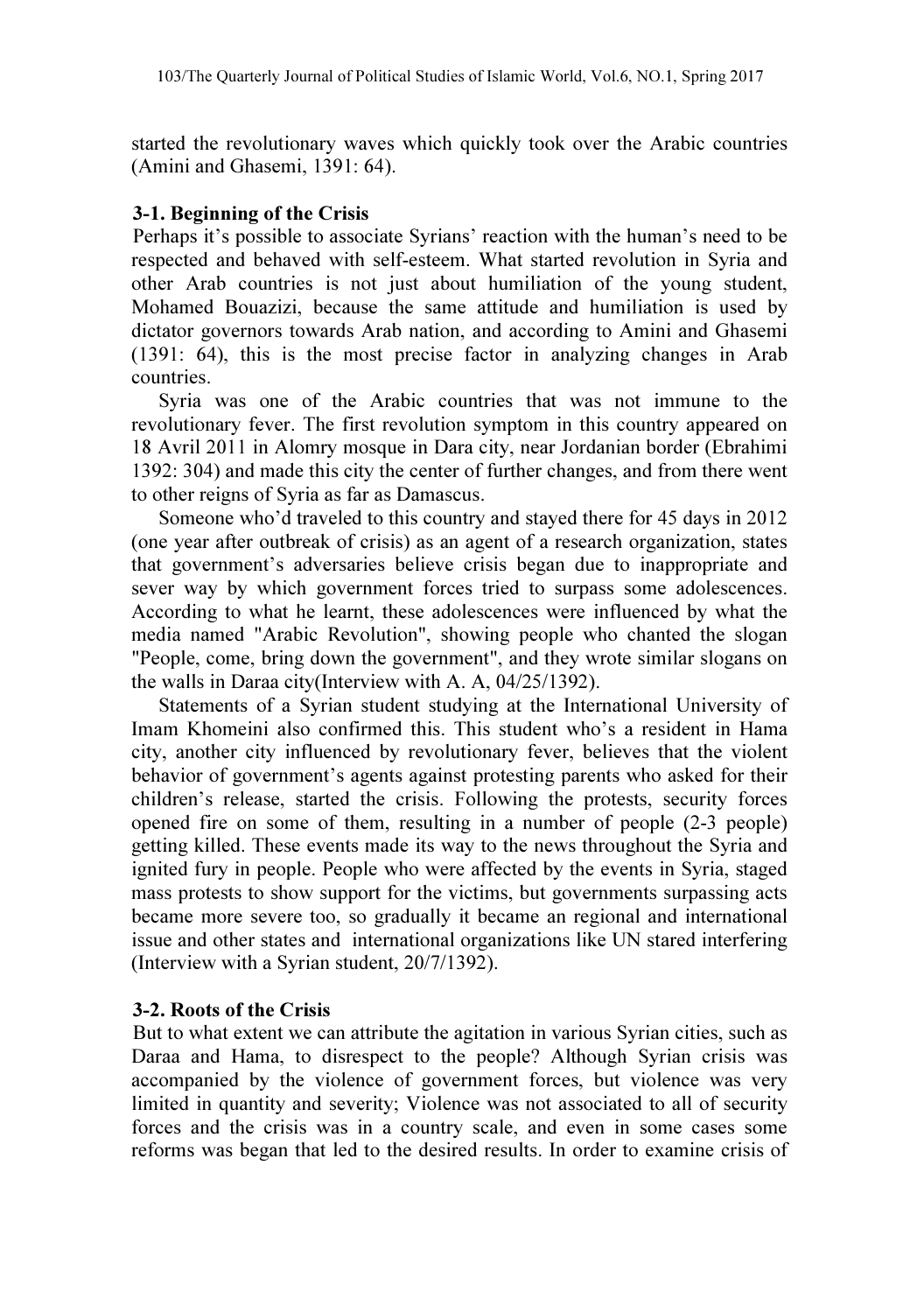started the revolutionary waves which quickly took over the Arabic countries (Amini and Ghasemi, 1391: 64).

### 3-1. Beginning of the Crisis

Perhaps it's possible to associate Syrians' reaction with the human's need to be respected and behaved with self-esteem. What started revolution in Syria and other Arab countries is not just about humiliation of the young student, Mohamed Bouazizi, because the same attitude and humiliation is used by dictator governors towards Arab nation, and according to Amini and Ghasemi (1391: 64), this is the most precise factor in analyzing changes in Arab countries.

Syria was one of the Arabic countries that was not immune to the revolutionary fever. The first revolution symptom in this country appeared on 18 Avril 2011 in Alomry mosque in Dara city, near Jordanian border (Ebrahimi 1392: 304) and made this city the center of further changes, and from there went to other reigns of Syria as far as Damascus.

Someone who'd traveled to this country and stayed there for 45 days in 2012 (one year after outbreak of crisis) as an agent of a research organization, states that government's adversaries believe crisis began due to inappropriate and sever way by which government forces tried to surpass some adolescences. According to what he learnt, these adolescences were influenced by what the media named "Arabic Revolution", showing people who chanted the slogan "People, come, bring down the government", and they wrote similar slogans on the walls in Daraa city(Interview with A. A, 04/25/1392).

Statements of a Syrian student studying at the International University of Imam Khomeini also confirmed this. This student who's a resident in Hama city, another city influenced by revolutionary fever, believes that the violent behavior of government's agents against protesting parents who asked for their children's release, started the crisis. Following the protests, security forces opened fire on some of them, resulting in a number of people (2-3 people) getting killed. These events made its way to the news throughout the Syria and ignited fury in people. People who were affected by the events in Syria, staged mass protests to show support for the victims, but governments surpassing acts became more severe too, so gradually it became an regional and international issue and other states and international organizations like UN stared interfering (Interview with a Syrian student, 20/7/1392).

### 3-2. Roots of the Crisis

But to what extent we can attribute the agitation in various Syrian cities, such as Daraa and Hama, to disrespect to the people? Although Syrian crisis was accompanied by the violence of government forces, but violence was very limited in quantity and severity; Violence was not associated to all of security forces and the crisis was in a country scale, and even in some cases some reforms was began that led to the desired results. In order to examine crisis of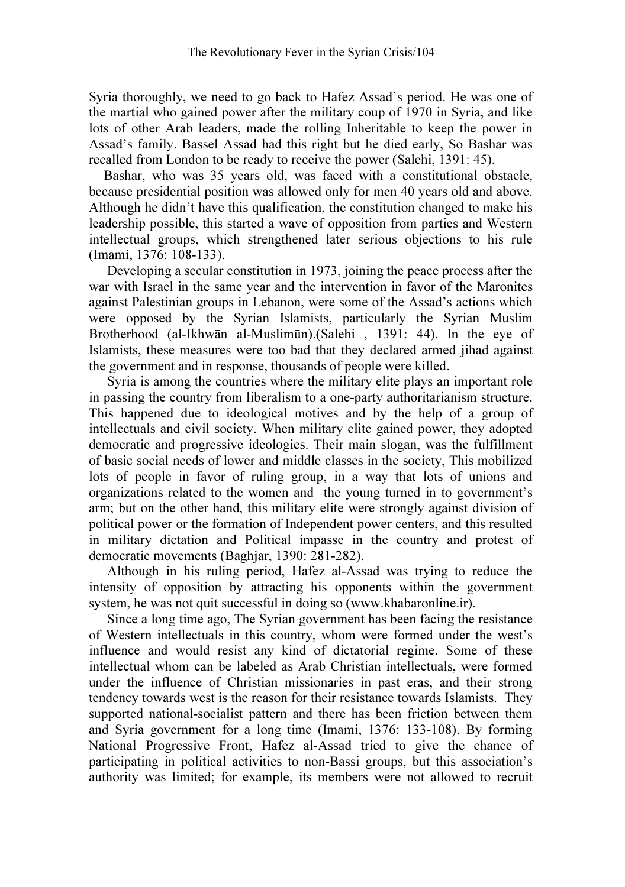Syria thoroughly, we need to go back to Hafez Assad's period. He was one of the martial who gained power after the military coup of 1970 in Syria, and like lots of other Arab leaders, made the rolling Inheritable to keep the power in Assad's family. Bassel Assad had this right but he died early, So Bashar was recalled from London to be ready to receive the power (Salehi, 1391: 45).

Bashar, who was 35 years old, was faced with a constitutional obstacle, because presidential position was allowed only for men 40 years old and above. Although he didn't have this qualification, the constitution changed to make his leadership possible, this started a wave of opposition from parties and Western intellectual groups, which strengthened later serious objections to his rule (Imami, 1376: 108-133).

Developing a secular constitution in 1973, joining the peace process after the war with Israel in the same year and the intervention in favor of the Maronites against Palestinian groups in Lebanon, were some of the Assad's actions which were opposed by the Syrian Islamists, particularly the Syrian Muslim Brotherhood (al-Ikhwān al-Muslimūn).(Salehi , 1391: 44). In the eye of Islamists, these measures were too bad that they declared armed jihad against the government and in response, thousands of people were killed.

Syria is among the countries where the military elite plays an important role in passing the country from liberalism to a one-party authoritarianism structure. This happened due to ideological motives and by the help of a group of intellectuals and civil society. When military elite gained power, they adopted democratic and progressive ideologies. Their main slogan, was the fulfillment of basic social needs of lower and middle classes in the society, This mobilized lots of people in favor of ruling group, in a way that lots of unions and organizations related to the women and the young turned in to government's arm; but on the other hand, this military elite were strongly against division of political power or the formation of Independent power centers, and this resulted in military dictation and Political impasse in the country and protest of democratic movements (Baghjar, 1390: 281-282).

Although in his ruling period, Hafez al-Assad was trying to reduce the intensity of opposition by attracting his opponents within the government system, he was not quit successful in doing so (www.khabaronline.ir).

Since a long time ago, The Syrian government has been facing the resistance of Western intellectuals in this country, whom were formed under the west's influence and would resist any kind of dictatorial regime. Some of these intellectual whom can be labeled as Arab Christian intellectuals, were formed under the influence of Christian missionaries in past eras, and their strong tendency towards west is the reason for their resistance towards Islamists. They supported national-socialist pattern and there has been friction between them and Syria government for a long time (Imami, 1376: 133-108). By forming National Progressive Front, Hafez al-Assad tried to give the chance of participating in political activities to non-Bassi groups, but this association's authority was limited; for example, its members were not allowed to recruit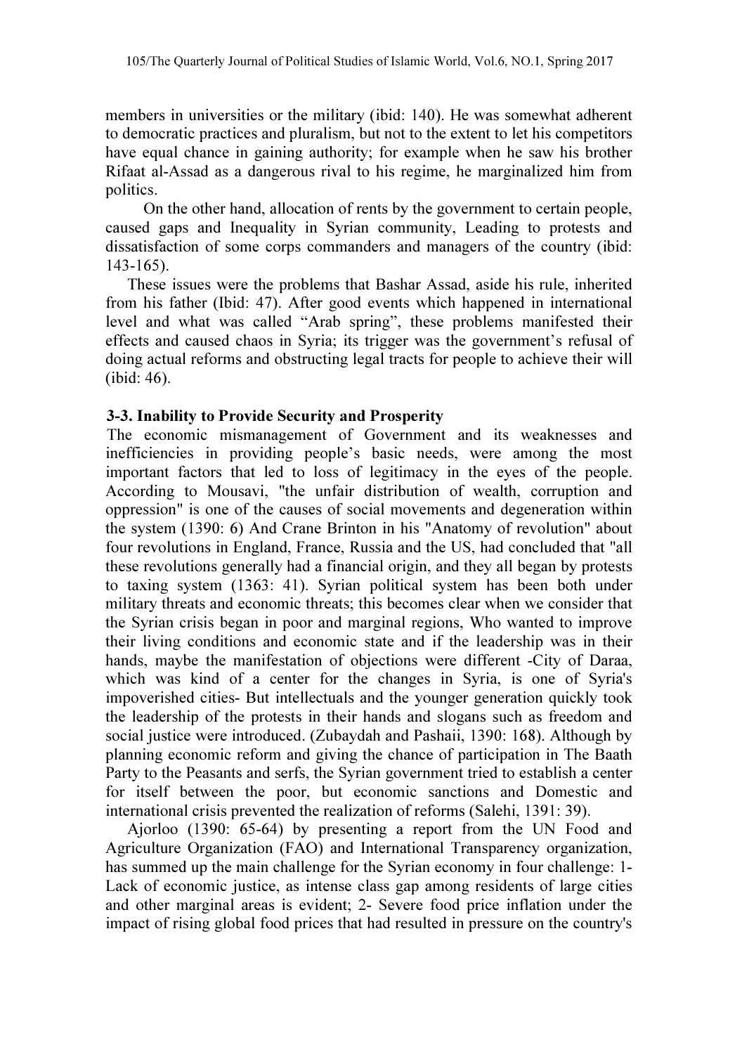members in universities or the military (ibid: 140). He was somewhat adherent to democratic practices and pluralism, but not to the extent to let his competitors have equal chance in gaining authority; for example when he saw his brother Rifaat al-Assad as a dangerous rival to his regime, he marginalized him from politics.

On the other hand, allocation of rents by the government to certain people, caused gaps and Inequality in Syrian community, Leading to protests and dissatisfaction of some corps commanders and managers of the country (ibid: 143-165).

These issues were the problems that Bashar Assad, aside his rule, inherited from his father (Ibid: 47). After good events which happened in international level and what was called "Arab spring", these problems manifested their effects and caused chaos in Syria; its trigger was the government's refusal of doing actual reforms and obstructing legal tracts for people to achieve their will (ibid: 46).

### 3-3. Inability to Provide Security and Prosperity

The economic mismanagement of Government and its weaknesses and inefficiencies in providing people's basic needs, were among the most important factors that led to loss of legitimacy in the eyes of the people. According to Mousavi, "the unfair distribution of wealth, corruption and oppression" is one of the causes of social movements and degeneration within the system (1390: 6) And Crane Brinton in his "Anatomy of revolution" about four revolutions in England, France, Russia and the US, had concluded that "all these revolutions generally had a financial origin, and they all began by protests to taxing system (1363: 41). Syrian political system has been both under military threats and economic threats; this becomes clear when we consider that the Syrian crisis began in poor and marginal regions, Who wanted to improve their living conditions and economic state and if the leadership was in their hands, maybe the manifestation of objections were different -City of Daraa, which was kind of a center for the changes in Syria, is one of Syria's impoverished cities- But intellectuals and the younger generation quickly took the leadership of the protests in their hands and slogans such as freedom and social justice were introduced. (Zubaydah and Pashaii, 1390: 168). Although by planning economic reform and giving the chance of participation in The Baath Party to the Peasants and serfs, the Syrian government tried to establish a center for itself between the poor, but economic sanctions and Domestic and international crisis prevented the realization of reforms (Salehi, 1391: 39).

Ajorloo (1390: 65-64) by presenting a report from the UN Food and Agricuture Organization (FAO) and International Transparency organization, has summed up the main challenge for the Syrian economy in four challenge: 1- Lack of economic justice, as intense class gap among residents of large cities and other marginal areas is evident; 2- Severe food price inflation under the impact of rising global food prices that had resulted in pressure on the country's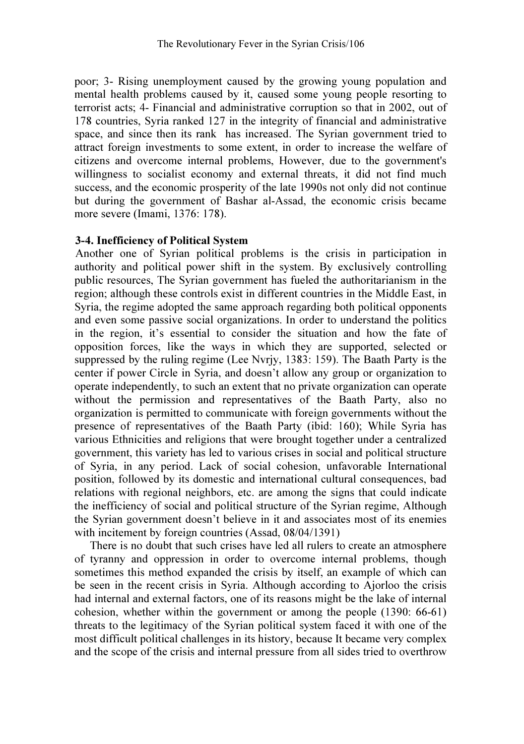poor; 3- Rising unemployment caused by the growing young population and mental health problems caused by it, caused some young people resorting to terrorist acts; 4- Financial and administrative corruption so that in 2002, out of 178 countries, Syria ranked 127 in the integrity of financial and administrative space, and since then its rank has increased. The Syrian government tried to attract foreign investments to some extent, in order to increase the welfare of citizens and overcome internal problems, However, due to the government's willingness to socialist economy and external threats, it did not find much success, and the economic prosperity of the late 1990s not only did not continue but during the government of Bashar al-Assad, the economic crisis became more severe (Imami, 1376: 178).

### 3-4. Inefficiency of Political System

Another one of Syrian political problems is the crisis in participation in authority and political power shift in the system. By exclusively controlling public resources, The Syrian government has fueled the authoritarianism in the region; although these controls exist in different countries in the Middle East, in Syria, the regime adopted the same approach regarding both political opponents and even some passive social organizations. In order to understand the politics in the region, it's essential to consider the situation and how the fate of opposition forces, like the ways in which they are supported, selected or suppressed by the ruling regime (Lee Nvrjy, 1383: 159). The Baath Party is the center if power Circle in Syria, and doesn't allow any group or organization to operate independently, to such an extent that no private organization can operate without the permission and representatives of the Baath Party, also no organization is permitted to communicate with foreign governments without the presence of representatives of the Baath Party (ibid: 160); While Syria has various Ethnicities and religions that were brought together under a centralized government, this variety has led to various crises in social and political structure of Syria, in any period. Lack of social cohesion, unfavorable International position, followed by its domestic and international cultural consequences, bad relations with regional neighbors, etc. are among the signs that could indicate the inefficiency of social and political structure of the Syrian regime, Although the Syrian government doesn't believe in it and associates most of its enemies with incitement by foreign countries (Assad, 08/04/1391)

There is no doubt that such crises have led all rulers to create an atmosphere of tyranny and oppression in order to overcome internal problems, though sometimes this method expanded the crisis by itself, an example of which can be seen in the recent crisis in Syria. Although according to Ajorloo the crisis had internal and external factors, one of its reasons might be the lake of internal cohesion, whether within the government or among the people (1390: 66-61) threats to the legitimacy of the Syrian political system faced it with one of the most difficult political challenges in its history, because It became very complex and the scope of the crisis and internal pressure from all sides tried to overthrow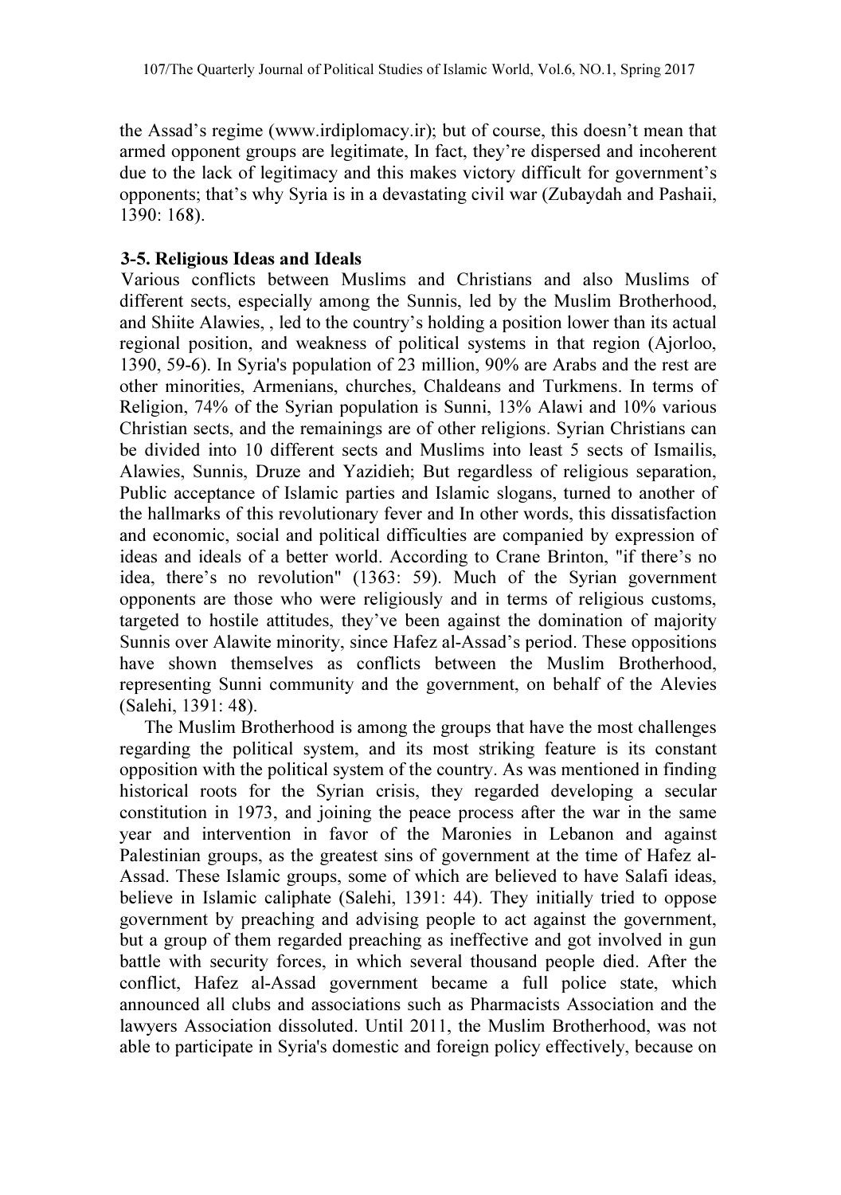the Assad's regime (www.irdiplomacy.ir); but of course, this doesn't mean that armed opponent groups are legitimate, In fact, they're dispersed and incoherent due to the lack of legitimacy and this makes victory difficult for government's opponents; that's why Syria is in a devastating civil war (Zubaydah and Pashaii, 1390: 168).

### 3-5. Religious Ideas and Ideals

Various conflicts between Muslims and Christians and also Muslims of different sects, especially among the Sunnis, led by the Muslim Brotherhood, and Shiite Alawies, , led to the country's holding a position lower than its actual regional position, and weakness of political systems in that region (Ajorloo, 1390, 59-6). In Syria's population of 23 million, 90% are Arabs and the rest are other minorities, Armenians, churches, Chaldeans and Turkmens. In terms of Religion, 74% of the Syrian population is Sunni, 13% Alawi and 10% various Christian sects, and the remainings are of other religions. Syrian Christians can be divided into 10 different sects and Muslims into least 5 sects of Ismailis, Alawies, Sunnis, Druze and Yazidieh; But regardless of religious separation, Public acceptance of Islamic parties and Islamic slogans, turned to another of the hallmarks of this revolutionary fever and In other words, this dissatisfaction and economic, social and political difficulties are companied by expression of ideas and ideals of a better world. According to Crane Brinton, "if there's no idea, there's no revolution" (1363: 59). Much of the Syrian government opponents are those who were religiously and in terms of religious customs, targeted to hostile attitudes, they've been against the domination of majority Sunnis over Alawite minority, since Hafez al-Assad's period. These oppositions have shown themselves as conflicts between the Muslim Brotherhood, representing Sunni community and the government, on behalf of the Alevies (Salehi, 1391: 48).

The Muslim Brotherhood is among the groups that have the most challenges regarding the political system, and its most striking feature is its constant opposition with the political system of the country. As was mentioned in finding historical roots for the Syrian crisis, they regarded developing a secular constitution in 1973, and joining the peace process after the war in the same year and intervention in favor of the Maronies in Lebanon and against Palestinian groups, as the greatest sins of government at the time of Hafez al-Assad. These Islamic groups, some of which are believed to have Salafi ideas, believe in Islamic caliphate (Salehi, 1391: 44). They initially tried to oppose government by preaching and advising people to act against the government, but a group of them regarded preaching as ineffective and got involved in gun battle with security forces, in which several thousand people died. After the conflict, Hafez al-Assad government became a full police state, which announced all clubs and associations such as Pharmacists Association and the lawyers Association dissoluted. Until 2011, the Muslim Brotherhood, was not able to participate in Syria's domestic and foreign policy effectively, because on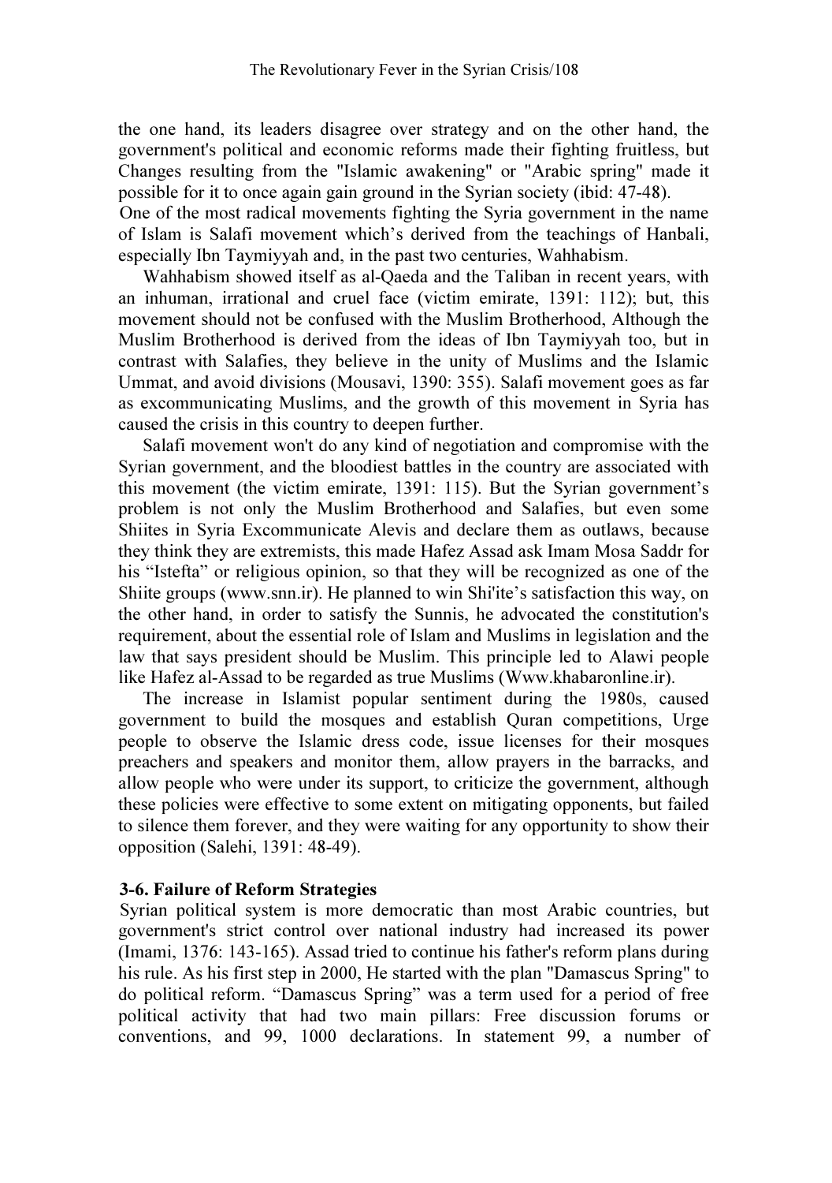the one hand, its leaders disagree over strategy and on the other hand, the government's political and economic reforms made their fighting fruitless, but Changes resulting from the "Islamic awakening" or "Arabic spring" made it possible for it to once again gain ground in the Syrian society (ibid: 47-48).

One of the most radical movements fighting the Syria government in the name of Islam is Salafi movement which's derived from the teachings of Hanbali, especially Ibn Taymiyyah and, in the past two centuries, Wahhabism.

Wahhabism showed itself as al-Qaeda and the Taliban in recent years, with an inhuman, irrational and cruel face (victim emirate, 1391: 112); but, this movement should not be confused with the Muslim Brotherhood, Although the Muslim Brotherhood is derived from the ideas of Ibn Taymiyyah too, but in contrast with Salafies, they believe in the unity of Muslims and the Islamic Ummat, and avoid divisions (Mousavi, 1390: 355). Salafi movement goes as far as excommunicating Muslims, and the growth of this movement in Syria has caused the crisis in this country to deepen further.

Salafi movement won't do any kind of negotiation and compromise with the Syrian government, and the bloodiest battles in the country are associated with this movement (the victim emirate, 1391: 115). But the Syrian government's problem is not only the Muslim Brotherhood and Salafies, but even some Shiites in Syria Excommunicate Alevis and declare them as outlaws, because they think they are extremists, this made Hafez Assad ask Imam Mosa Saddr for his "Istefta" or religious opinion, so that they will be recognized as one of the Shiite groups (www.snn.ir). He planned to win Shi'ite's satisfaction this way, on the other hand, in order to satisfy the Sunnis, he advocated the constitution's requirement, about the essential role of Islam and Muslims in legislation and the law that says president should be Muslim. This principle led to Alawi people like Hafez al-Assad to be regarded as true Muslims (Www.khabaronline.ir).

The increase in Islamist popular sentiment during the 1980s, caused government to build the mosques and establish Quran competitions, Urge people to observe the Islamic dress code, issue licenses for their mosques preachers and speakers and monitor them, allow prayers in the barracks, and allow people who were under its support, to criticize the government, although these policies were effective to some extent on mitigating opponents, but failed to silence them forever, and they were waiting for any opportunity to show their opposition (Salehi, 1391: 48-49).

### 3-6. Failure of Reform Strategies

Syrian political system is more democratic than most Arabic countries, but government's strict control over national industry had increased its power (Imami, 1376: 143-165). Assad tried to continue his father's reform plans during his rule. As his first step in 2000, He started with the plan "Damascus Spring" to do political reform. "Damascus Spring" was a term used for a period of free political activity that had two main pillars: Free discussion forums or conventions, and 99, 1000 declarations. In statement 99, a number of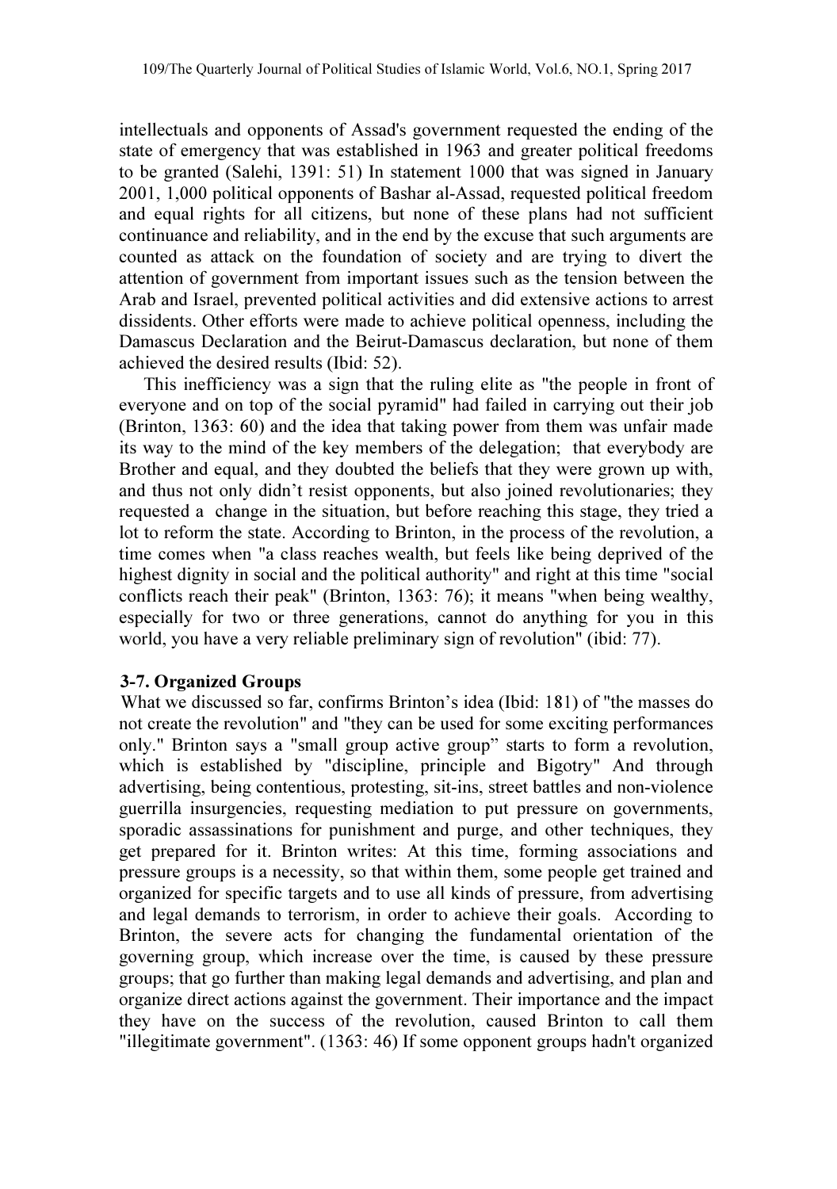intellectuals and opponents of Assad's government requested the ending of the state of emergency that was established in 1963 and greater political freedoms to be granted (Salehi, 1391: 51) In statement 1000 that was signed in January 2001, 1,000 political opponents of Bashar al-Assad, requested political freedom and equal rights for all citizens, but none of these plans had not sufficient continuance and reliability, and in the end by the excuse that such arguments are counted as attack on the foundation of society and are trying to divert the attention of government from important issues such as the tension between the Arab and Israel, prevented political activities and did extensive actions to arrest dissidents. Other efforts were made to achieve political openness, including the Damascus Declaration and the Beirut-Damascus declaration, but none of them achieved the desired results (Ibid: 52).

This inefficiency was a sign that the ruling elite as "the people in front of everyone and on top of the social pyramid" had failed in carrying out their job (Brinton, 1363: 60) and the idea that taking power from them was unfair made its way to the mind of the key members of the delegation; that everybody are Brother and equal, and they doubted the beliefs that they were grown up with, and thus not only didn't resist opponents, but also joined revolutionaries; they requested a change in the situation, but before reaching this stage, they tried a lot to reform the state. According to Brinton, in the process of the revolution, a time comes when "a class reaches wealth, but feels like being deprived of the highest dignity in social and the political authority" and right at this time "social conflicts reach their peak" (Brinton, 1363: 76); it means "when being wealthy, especially for two or three generations, cannot do anything for you in this world, you have a very reliable preliminary sign of revolution" (ibid: 77).

### 3-7. Organized Groups

What we discussed so far, confirms Brinton's idea (Ibid: 181) of "the masses do not create the revolution" and "they can be used for some exciting performances only." Brinton says a "small group active group" starts to form a revolution, which is established by "discipline, principle and Bigotry" And through advertising, being contentious, protesting, sit-ins, street battles and non-violence guerrilla insurgencies, requesting mediation to put pressure on governments, sporadic assassinations for punishment and purge, and other techniques, they get prepared for it. Brinton writes: At this time, forming associations and pressure groups is a necessity, so that within them, some people get trained and organized for specific targets and to use all kinds of pressure, from advertising and legal demands to terrorism, in order to achieve their goals. According to Brinton, the severe acts for changing the fundamental orientation of the governing group, which increase over the time, is caused by these pressure groups; that go further than making legal demands and advertising, and plan and organize direct actions against the government. Their importance and the impact they have on the success of the revolution, caused Brinton to call them "illegitimate government". (1363: 46) If some opponent groups hadn't organized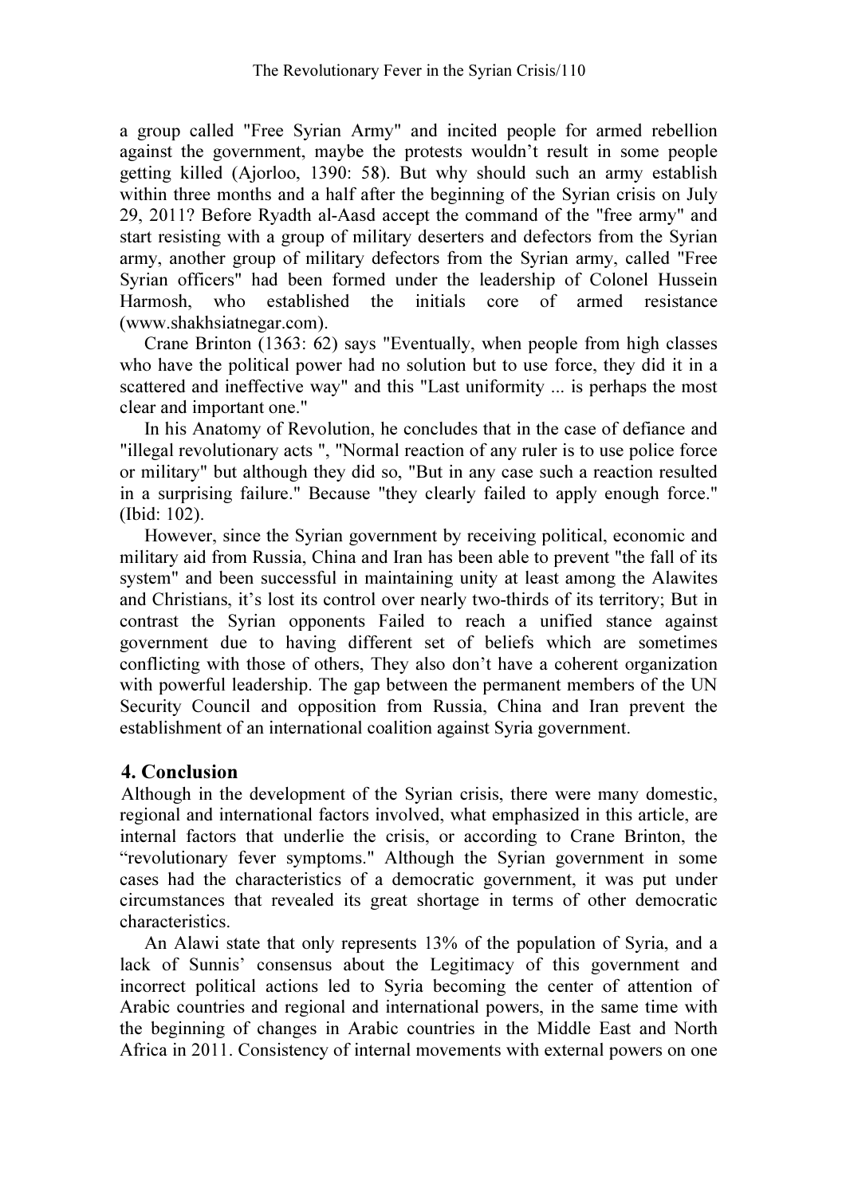a group called "Free Syrian Army" and incited people for armed rebellion against the government, maybe the protests wouldn't result in some people getting killed (Ajorloo, 1390: 58). But why should such an army establish within three months and a half after the beginning of the Syrian crisis on July 29, 2011? Before Ryadth al-Aasd accept the command of the "free army" and start resisting with a group of military deserters and defectors from the Syrian army, another group of military defectors from the Syrian army, called "Free Syrian officers" had been formed under the leadership of Colonel Hussein Harmosh, who established the initials core of armed resistance (www.shakhsiatnegar.com).

Crane Brinton (1363: 62) says "Eventually, when people from high classes who have the political power had no solution but to use force, they did it in a scattered and ineffective way" and this "Last uniformity ... is perhaps the most clear and important one."

In his Anatomy of Revolution, he concludes that in the case of defiance and "illegal revolutionary acts ", "Normal reaction of any ruler is to use police force or military" but although they did so, "But in any case such a reaction resulted in a surprising failure." Because "they clearly failed to apply enough force." (Ibid: 102).

However, since the Syrian government by receiving political, economic and military aid from Russia, China and Iran has been able to prevent "the fall of its system" and been successful in maintaining unity at least among the Alawites and Christians, it's lost its control over nearly two-thirds of its territory; But in contrast the Syrian opponents Failed to reach a unified stance against government due to having different set of beliefs which are sometimes conflicting with those of others, They also don't have a coherent organization with powerful leadership. The gap between the permanent members of the UN Security Council and opposition from Russia, China and Iran prevent the establishment of an international coalition against Syria government.

## 4. Conclusion

Although in the development of the Syrian crisis, there were many domestic, regional and international factors involved, what emphasized in this article, are internal factors that underlie the crisis, or according to Crane Brinton, the "revolutionary fever symptoms." Although the Syrian government in some cases had the characteristics of a democratic government, it was put under circumstances that revealed its great shortage in terms of other democratic characteristics.

An Alawi state that only represents 13% of the population of Syria, and a lack of Sunnis' consensus about the Legitimacy of this government and incorrect political actions led to Syria becoming the center of attention of Arabic countries and regional and international powers, in the same time with the beginning of changes in Arabic countries in the Middle East and North Africa in 2011. Consistency of internal movements with external powers on one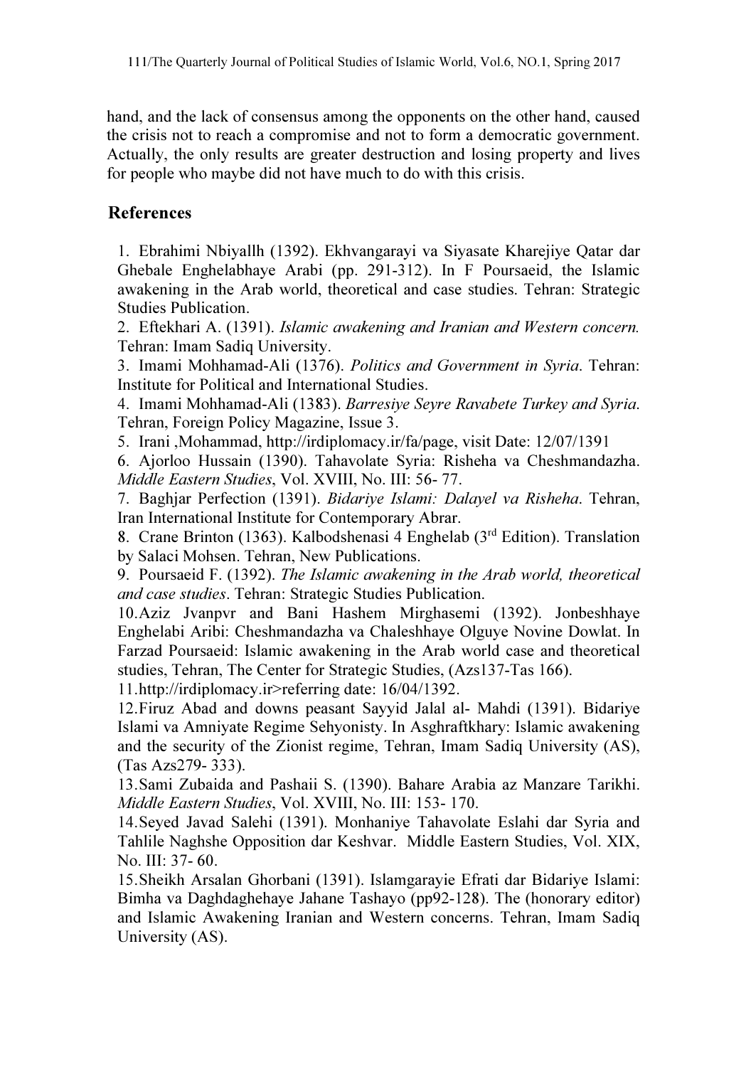hand, and the lack of consensus among the opponents on the other hand, caused the crisis not to reach a compromise and not to form a democratic government. Actually, the only results are greater destruction and losing property and lives for people who maybe did not have much to do with this crisis.

## References

1. Ebrahimi Nbiyallh (1392). Ekhvangarayi va Siyasate Kharejiye Qatar dar Ghebale Enghelabhaye Arabi (pp. 291-312). In F Poursaeid, the Islamic awakening in the Arab world, theoretical and case studies. Tehran: Strategic Studies Publication.
2. Eftekhari A. (1391). *Islamic awakening and Iranian and Western concern.* Tehran: Imam Sadiq University.
3. Imami Mohhamad-Ali (1376). *Politics and Government in Syria*. Tehran: Institute for Political and International Studies.
4. Imami Mohhamad-Ali (1383). *Barresiye Seyre Ravabete Turkey and Syria.* Tehran, Foreign Policy Magazine, Issue 3.
5. Irani ,Mohammad, http://irdiplomacy.ir/fa/page, visit Date: 12/07/1391
6. Ajorloo Hussain (1390). Tahavolate Syria: Risheha va Cheshmandazha. *Middle Eastern Studies*, Vol. XVIII, No. III: 56- 77.
7. Baghjar Perfection (1391). *Bidariye Islami: Dalayel va Risheha*. Tehran, Iran International Institute for Contemporary Abrar.
8. Crane Brinton (1363). Kalbodshenasi 4 Enghelab (3rd Edition). Translation by Salaci Mohsen. Tehran, New Publications.
9. Poursaeid F. (1392). *The Islamic awakening in the Arab world, theoretical and case studies*. Tehran: Strategic Studies Publication.
10. Aziz Jvanpvr and Bani Hashem Mirghasemi (1392). Jonbeshhaye Enghelabi Aribi: Cheshmandazha va Chaleshhaye Olguye Novine Dowlat. In Farzad Poursaeid: Islamic awakening in the Arab world case and theoretical studies, Tehran, The Center for Strategic Studies, (Azs137-Tas 166).
11. http://irdiplomacy.ir>referring date: 16/04/1392.
12. Firuz Abad and downs peasant Sayyid Jalal al- Mahdi (1391). Bidariye Islami va Amniyate Regime Sehyonisty. In Asghraftkhary: Islamic awakening and the security of the Zionist regime, Tehran, Imam Sadiq University (AS), (Tas Azs279- 333).
13. Sami Zubaida and Pashaii S. (1390). Bahare Arabia az Manzare Tarikhi. *Middle Eastern Studies*, Vol. XVIII, No. III: 153- 170.
14. Seyed Javad Salehi (1391). Monhaniye Tahavolate Eslahi dar Syria and Tahlile Naghshe Opposition dar Keshvar. Middle Eastern Studies, Vol. XIX, No. III: 37- 60.
15. Sheikh Arsalan Ghorbani (1391). Islamgarayie Efrati dar Bidariye Islami: Bimha va Daghdaghehaye Jahane Tashayo (pp92-128). The (honorary editor) and Islamic Awakening Iranian and Western concerns. Tehran, Imam Sadiq University (AS).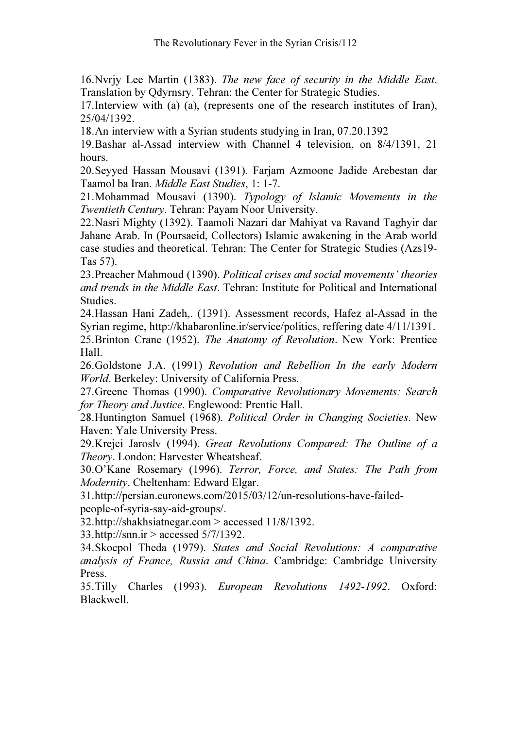16.Nvrjy Lee Martin (1383). *The new face of security in the Middle East*. Translation by Qdyrnsry. Tehran: the Center for Strategic Studies.

17.Interview with (a) (a), (represents one of the research institutes of Iran), 25/04/1392.

18.An interview with a Syrian students studying in Iran, 07.20.1392

19.Bashar al-Assad interview with Channel 4 television, on 8/4/1391, 21 hours.

20.Seyyed Hassan Mousavi (1391). Farjam Azmoone Jadide Arebestan dar Taamol ba Iran. *Middle East Studies*, 1: 1-7.

21.Mohammad Mousavi (1390). *Typology of Islamic Movements in the Twentieth Century*. Tehran: Payam Noor University.

22.Nasri Mighty (1392). Taamoli Nazari dar Mahiyat va Ravand Taghyir dar Jahane Arab. In (Poursaeid, Collectors) Islamic awakening in the Arab world case studies and theoretical. Tehran: The Center for Strategic Studies (Azs19-Tas 57).

23.Preacher Mahmoud (1390). *Political crises and social movements' theories and trends in the Middle East*. Tehran: Institute for Political and International Studies.

24.Hassan Hani Zadeh,. (1391). Assessment records, Hafez al-Assad in the Syrian regime, http://khabaronline.ir/service/politics, reffering date 4/11/1391.

25.Brinton Crane (1952). *The Anatomy of Revolution*. New York: Prentice Hall.

26.Goldstone J.A. (1991) *Revolution and Rebellion In the early Modern World*. Berkeley: University of California Press.

27.Greene Thomas (1990). *Comparative Revolutionary Movements: Search for Theory and Justice*. Englewood: Prentic Hall.

28.Huntington Samuel (1968). *Political Order in Changing Societies*. New Haven: Yale University Press.

29.Krejci Jaroslv (1994). *Great Revolutions Compared: The Outline of a Theory*. London: Harvester Wheatsheaf.

30.O'Kane Rosemary (1996). *Terror, Force, and States: The Path from Modernity*. Cheltenham: Edward Elgar.

31.http://persian.euronews.com/2015/03/12/un-resolutions-have-failed-people-of-syria-say-aid-groups/.

32.http://shakhsiatnegar.com > accessed 11/8/1392.

33.http://snn.ir > accessed 5/7/1392.

34.Skocpol Theda (1979). *States and Social Revolutions: A comparative analysis of France, Russia and China*. Cambridge: Cambridge University Press.

35.Tilly Charles (1993). *European Revolutions 1492-1992*. Oxford: Blackwell.